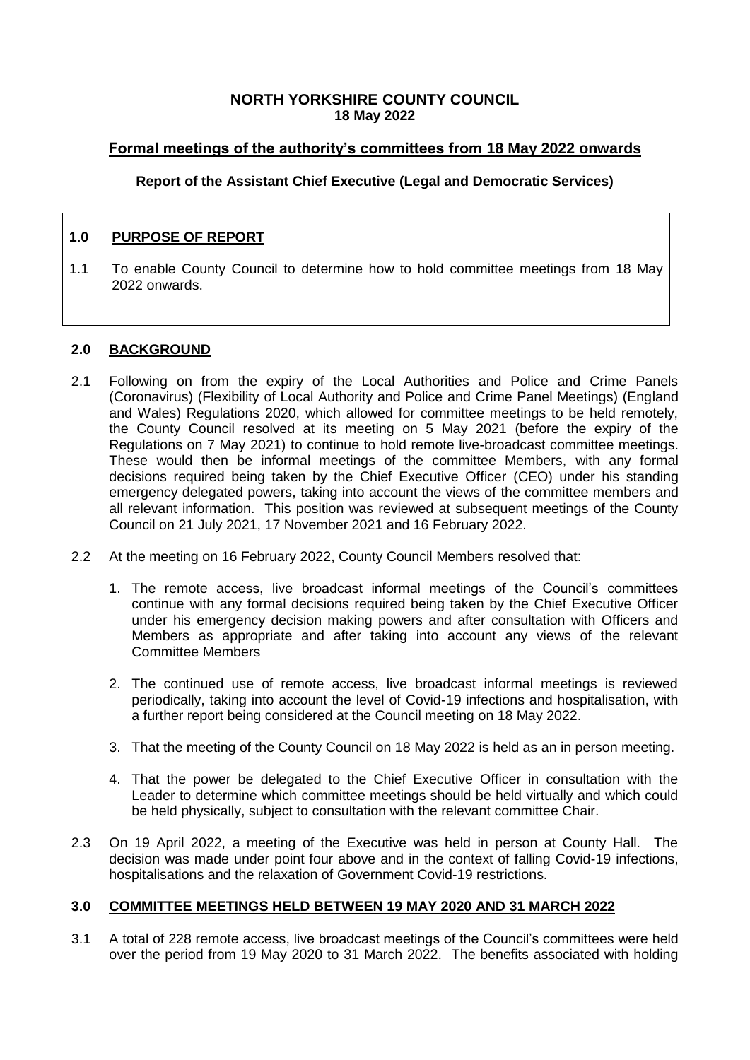**NORTH YORKSHIRE COUNTY COUNCIL**
**18 May 2022**

## Formal meetings of the authority's committees from 18 May 2022 onwards

**Report of the Assistant Chief Executive (Legal and Democratic Services)**

### 1.0 PURPOSE OF REPORT

1.1 To enable County Council to determine how to hold committee meetings from 18 May 2022 onwards.

### 2.0 BACKGROUND

2.1 Following on from the expiry of the Local Authorities and Police and Crime Panels (Coronavirus) (Flexibility of Local Authority and Police and Crime Panel Meetings) (England and Wales) Regulations 2020, which allowed for committee meetings to be held remotely, the County Council resolved at its meeting on 5 May 2021 (before the expiry of the Regulations on 7 May 2021) to continue to hold remote live-broadcast committee meetings. These would then be informal meetings of the committee Members, with any formal decisions required being taken by the Chief Executive Officer (CEO) under his standing emergency delegated powers, taking into account the views of the committee members and all relevant information. This position was reviewed at subsequent meetings of the County Council on 21 July 2021, 17 November 2021 and 16 February 2022.

2.2 At the meeting on 16 February 2022, County Council Members resolved that:

1. The remote access, live broadcast informal meetings of the Council's committees continue with any formal decisions required being taken by the Chief Executive Officer under his emergency decision making powers and after consultation with Officers and Members as appropriate and after taking into account any views of the relevant Committee Members
2. The continued use of remote access, live broadcast informal meetings is reviewed periodically, taking into account the level of Covid-19 infections and hospitalisation, with a further report being considered at the Council meeting on 18 May 2022.
3. That the meeting of the County Council on 18 May 2022 is held as an in person meeting.
4. That the power be delegated to the Chief Executive Officer in consultation with the Leader to determine which committee meetings should be held virtually and which could be held physically, subject to consultation with the relevant committee Chair.

2.3 On 19 April 2022, a meeting of the Executive was held in person at County Hall. The decision was made under point four above and in the context of falling Covid-19 infections, hospitalisations and the relaxation of Government Covid-19 restrictions.

### 3.0 COMMITTEE MEETINGS HELD BETWEEN 19 MAY 2020 AND 31 MARCH 2022

3.1 A total of 228 remote access, live broadcast meetings of the Council's committees were held over the period from 19 May 2020 to 31 March 2022. The benefits associated with holding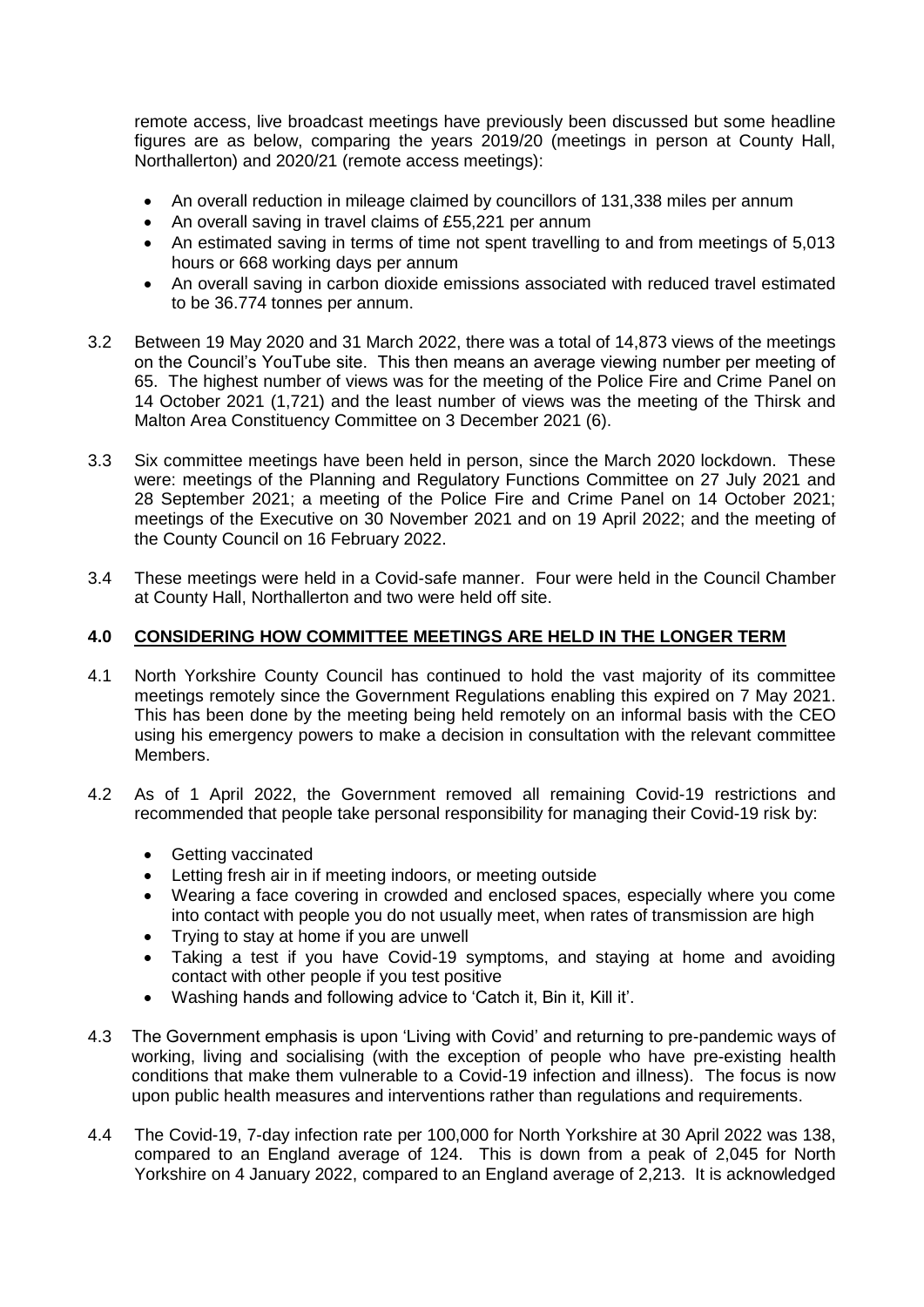remote access, live broadcast meetings have previously been discussed but some headline figures are as below, comparing the years 2019/20 (meetings in person at County Hall, Northallerton) and 2020/21 (remote access meetings):

- An overall reduction in mileage claimed by councillors of 131,338 miles per annum
- An overall saving in travel claims of £55,221 per annum
- An estimated saving in terms of time not spent travelling to and from meetings of 5,013 hours or 668 working days per annum
- An overall saving in carbon dioxide emissions associated with reduced travel estimated to be 36.774 tonnes per annum.

3.2 Between 19 May 2020 and 31 March 2022, there was a total of 14,873 views of the meetings on the Council's YouTube site. This then means an average viewing number per meeting of 65. The highest number of views was for the meeting of the Police Fire and Crime Panel on 14 October 2021 (1,721) and the least number of views was the meeting of the Thirsk and Malton Area Constituency Committee on 3 December 2021 (6).

3.3 Six committee meetings have been held in person, since the March 2020 lockdown. These were: meetings of the Planning and Regulatory Functions Committee on 27 July 2021 and 28 September 2021; a meeting of the Police Fire and Crime Panel on 14 October 2021; meetings of the Executive on 30 November 2021 and on 19 April 2022; and the meeting of the County Council on 16 February 2022.

3.4 These meetings were held in a Covid-safe manner. Four were held in the Council Chamber at County Hall, Northallerton and two were held off site.

## 4.0 CONSIDERING HOW COMMITTEE MEETINGS ARE HELD IN THE LONGER TERM

4.1 North Yorkshire County Council has continued to hold the vast majority of its committee meetings remotely since the Government Regulations enabling this expired on 7 May 2021. This has been done by the meeting being held remotely on an informal basis with the CEO using his emergency powers to make a decision in consultation with the relevant committee Members.

4.2 As of 1 April 2022, the Government removed all remaining Covid-19 restrictions and recommended that people take personal responsibility for managing their Covid-19 risk by:

- Getting vaccinated
- Letting fresh air in if meeting indoors, or meeting outside
- Wearing a face covering in crowded and enclosed spaces, especially where you come into contact with people you do not usually meet, when rates of transmission are high
- Trying to stay at home if you are unwell
- Taking a test if you have Covid-19 symptoms, and staying at home and avoiding contact with other people if you test positive
- Washing hands and following advice to 'Catch it, Bin it, Kill it'.

4.3 The Government emphasis is upon 'Living with Covid' and returning to pre-pandemic ways of working, living and socialising (with the exception of people who have pre-existing health conditions that make them vulnerable to a Covid-19 infection and illness). The focus is now upon public health measures and interventions rather than regulations and requirements.

4.4 The Covid-19, 7-day infection rate per 100,000 for North Yorkshire at 30 April 2022 was 138, compared to an England average of 124. This is down from a peak of 2,045 for North Yorkshire on 4 January 2022, compared to an England average of 2,213. It is acknowledged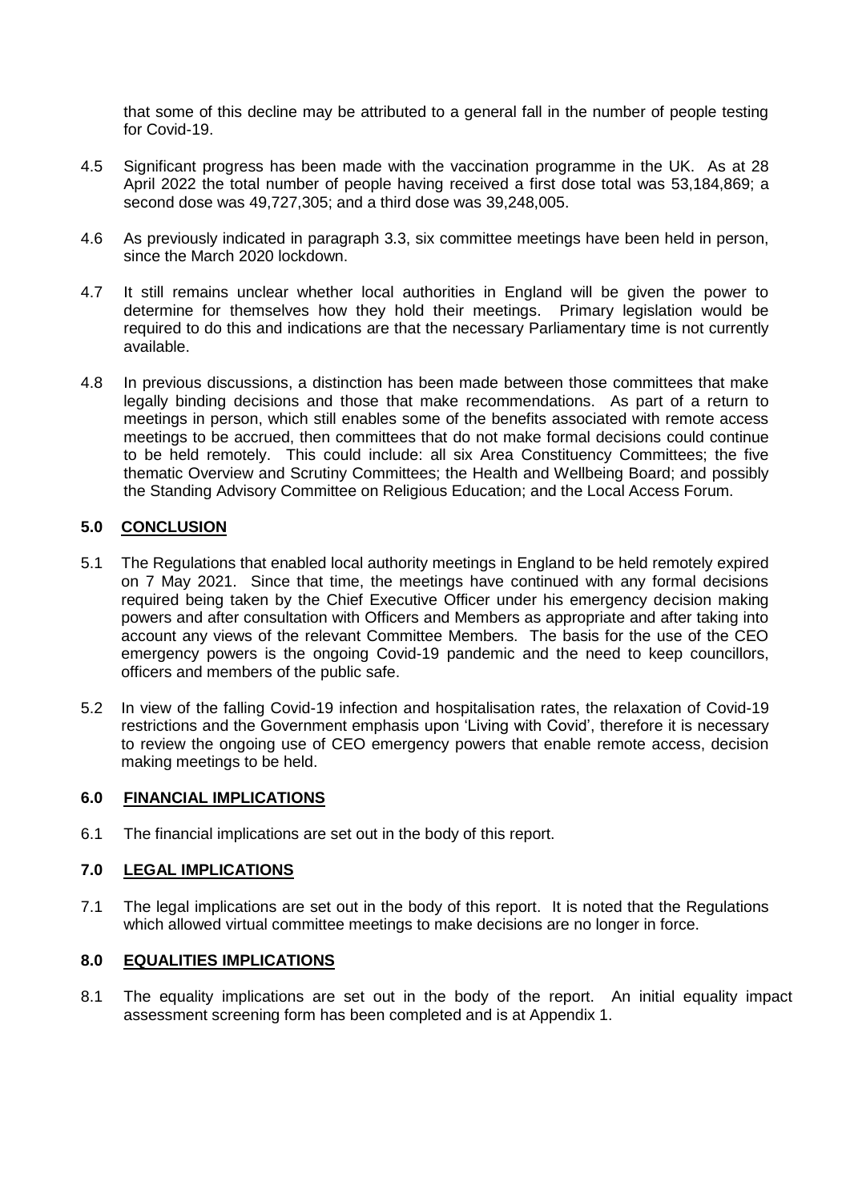that some of this decline may be attributed to a general fall in the number of people testing for Covid-19.

4.5 Significant progress has been made with the vaccination programme in the UK. As at 28 April 2022 the total number of people having received a first dose total was 53,184,869; a second dose was 49,727,305; and a third dose was 39,248,005.

4.6 As previously indicated in paragraph 3.3, six committee meetings have been held in person, since the March 2020 lockdown.

4.7 It still remains unclear whether local authorities in England will be given the power to determine for themselves how they hold their meetings. Primary legislation would be required to do this and indications are that the necessary Parliamentary time is not currently available.

4.8 In previous discussions, a distinction has been made between those committees that make legally binding decisions and those that make recommendations. As part of a return to meetings in person, which still enables some of the benefits associated with remote access meetings to be accrued, then committees that do not make formal decisions could continue to be held remotely. This could include: all six Area Constituency Committees; the five thematic Overview and Scrutiny Committees; the Health and Wellbeing Board; and possibly the Standing Advisory Committee on Religious Education; and the Local Access Forum.

## 5.0 CONCLUSION

5.1 The Regulations that enabled local authority meetings in England to be held remotely expired on 7 May 2021. Since that time, the meetings have continued with any formal decisions required being taken by the Chief Executive Officer under his emergency decision making powers and after consultation with Officers and Members as appropriate and after taking into account any views of the relevant Committee Members. The basis for the use of the CEO emergency powers is the ongoing Covid-19 pandemic and the need to keep councillors, officers and members of the public safe.

5.2 In view of the falling Covid-19 infection and hospitalisation rates, the relaxation of Covid-19 restrictions and the Government emphasis upon 'Living with Covid', therefore it is necessary to review the ongoing use of CEO emergency powers that enable remote access, decision making meetings to be held.

## 6.0 FINANCIAL IMPLICATIONS

6.1 The financial implications are set out in the body of this report.

## 7.0 LEGAL IMPLICATIONS

7.1 The legal implications are set out in the body of this report. It is noted that the Regulations which allowed virtual committee meetings to make decisions are no longer in force.

## 8.0 EQUALITIES IMPLICATIONS

8.1 The equality implications are set out in the body of the report. An initial equality impact assessment screening form has been completed and is at Appendix 1.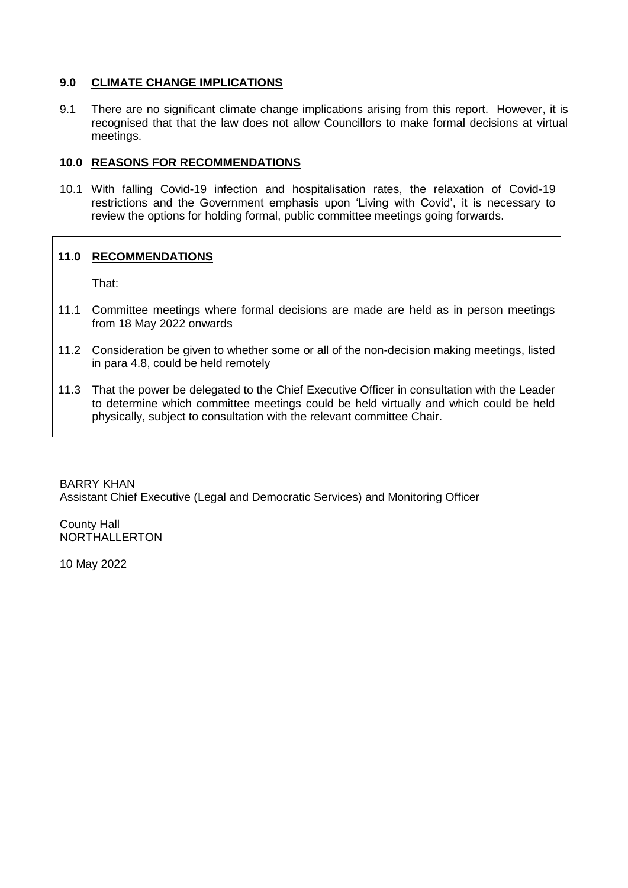## 9.0 CLIMATE CHANGE IMPLICATIONS

9.1 There are no significant climate change implications arising from this report. However, it is recognised that that the law does not allow Councillors to make formal decisions at virtual meetings.

## 10.0 REASONS FOR RECOMMENDATIONS

10.1 With falling Covid-19 infection and hospitalisation rates, the relaxation of Covid-19 restrictions and the Government emphasis upon 'Living with Covid', it is necessary to review the options for holding formal, public committee meetings going forwards.

## 11.0 RECOMMENDATIONS

That:

11.1 Committee meetings where formal decisions are made are held as in person meetings from 18 May 2022 onwards

11.2 Consideration be given to whether some or all of the non-decision making meetings, listed in para 4.8, could be held remotely

11.3 That the power be delegated to the Chief Executive Officer in consultation with the Leader to determine which committee meetings could be held virtually and which could be held physically, subject to consultation with the relevant committee Chair.

BARRY KHAN
Assistant Chief Executive (Legal and Democratic Services) and Monitoring Officer

County Hall
NORTHALLERTON

10 May 2022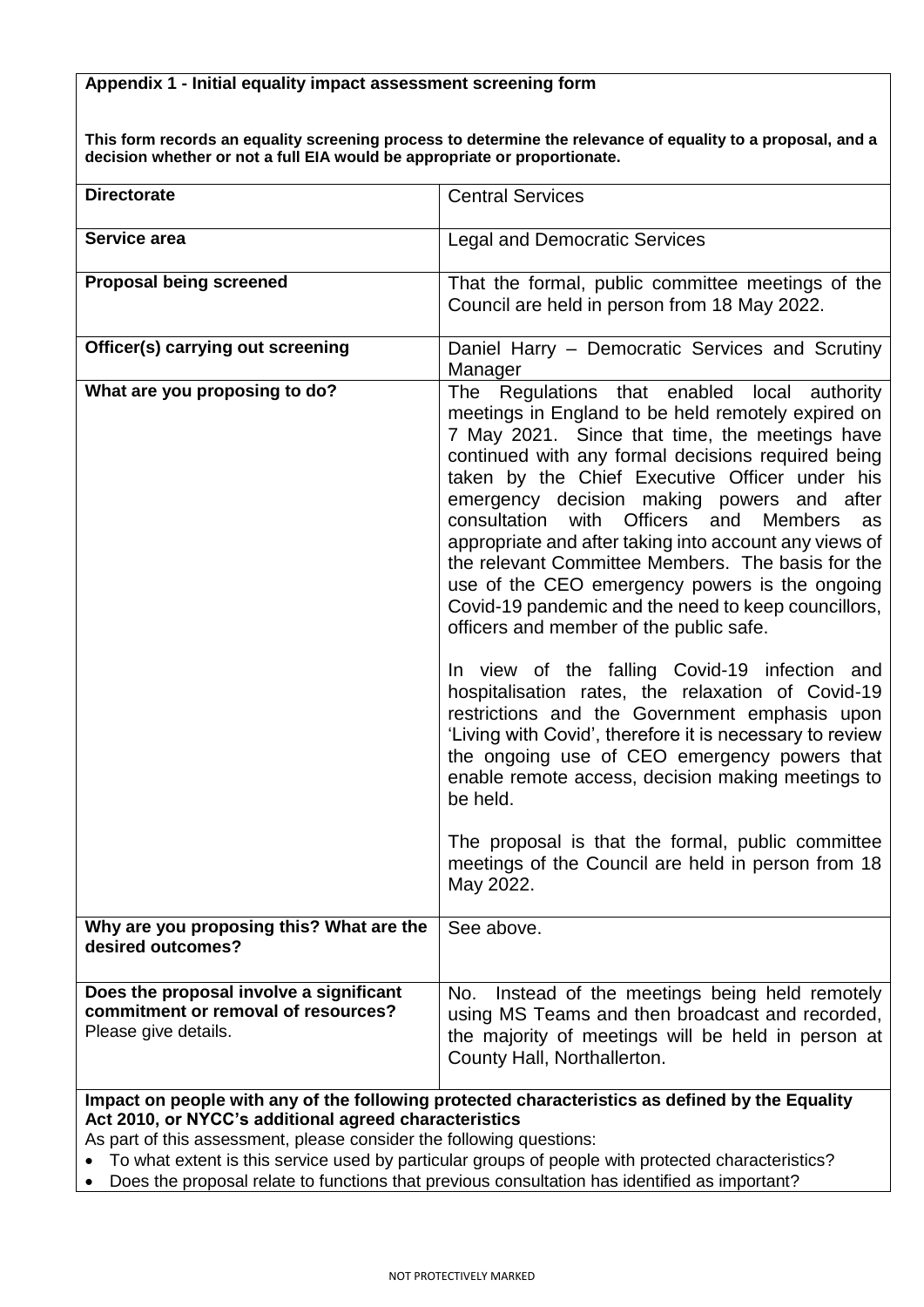**Appendix 1 - Initial equality impact assessment screening form**

**This form records an equality screening process to determine the relevance of equality to a proposal, and a decision whether or not a full EIA would be appropriate or proportionate.**

| | |
|---|---|
| **Directorate** | Central Services |
| **Service area** | Legal and Democratic Services |
| **Proposal being screened** | That the formal, public committee meetings of the Council are held in person from 18 May 2022. |
| **Officer(s) carrying out screening** | Daniel Harry – Democratic Services and Scrutiny Manager |
| **What are you proposing to do?** | The Regulations that enabled local authority meetings in England to be held remotely expired on 7 May 2021. Since that time, the meetings have continued with any formal decisions required being taken by the Chief Executive Officer under his emergency decision making powers and after consultation with Officers and Members as appropriate and after taking into account any views of the relevant Committee Members. The basis for the use of the CEO emergency powers is the ongoing Covid-19 pandemic and the need to keep councillors, officers and member of the public safe.<br><br>In view of the falling Covid-19 infection and hospitalisation rates, the relaxation of Covid-19 restrictions and the Government emphasis upon 'Living with Covid', therefore it is necessary to review the ongoing use of CEO emergency powers that enable remote access, decision making meetings to be held.<br><br>The proposal is that the formal, public committee meetings of the Council are held in person from 18 May 2022. |
| **Why are you proposing this? What are the desired outcomes?** | See above. |
| **Does the proposal involve a significant commitment or removal of resources?** Please give details. | No. Instead of the meetings being held remotely using MS Teams and then broadcast and recorded, the majority of meetings will be held in person at County Hall, Northallerton. |

**Impact on people with any of the following protected characteristics as defined by the Equality Act 2010, or NYCC's additional agreed characteristics**

As part of this assessment, please consider the following questions:

- To what extent is this service used by particular groups of people with protected characteristics?
- Does the proposal relate to functions that previous consultation has identified as important?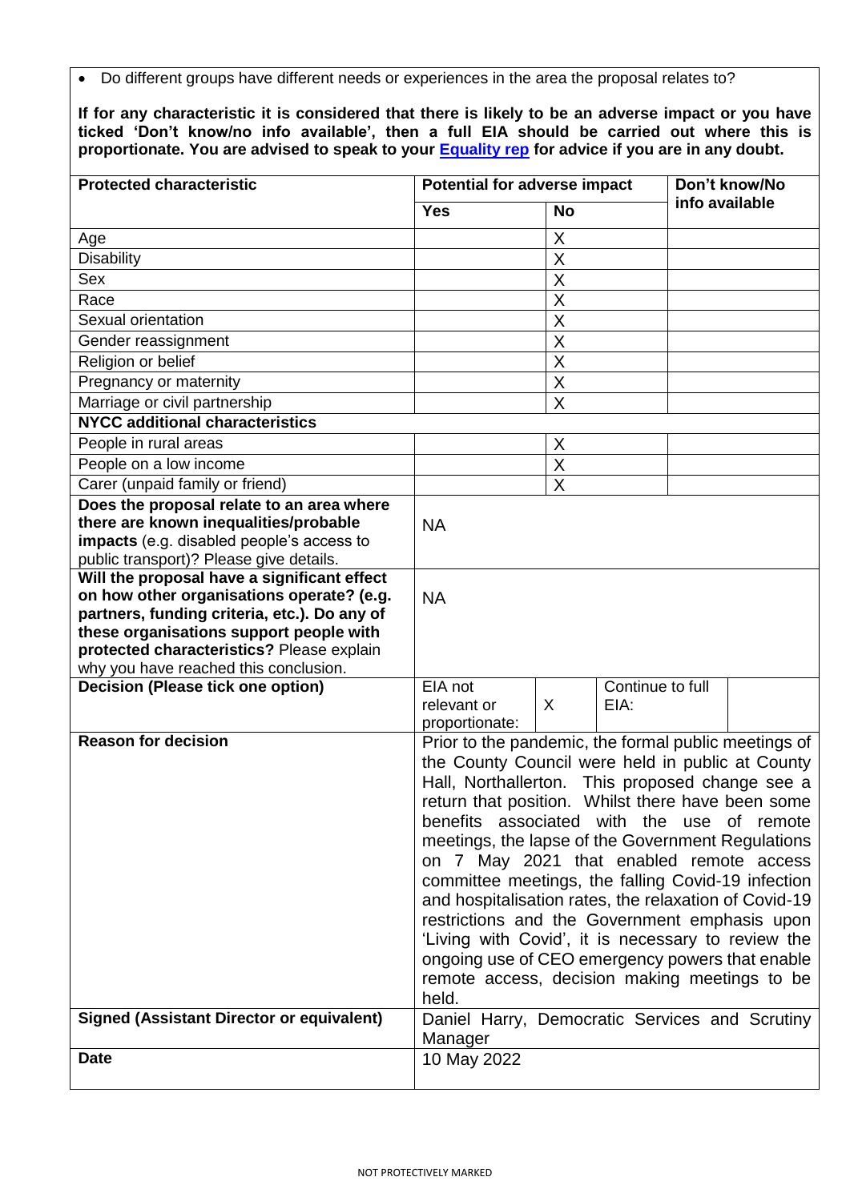- Do different groups have different needs or experiences in the area the proposal relates to?

**If for any characteristic it is considered that there is likely to be an adverse impact or you have ticked 'Don't know/no info available', then a full EIA should be carried out where this is proportionate. You are advised to speak to your [Equality rep] for advice if you are in any doubt.**

| **Protected characteristic** | **Potential for adverse impact** | | | **Don't know/No info available** |
|---|---|---|---|---|
| | **Yes** | **No** | | |
| Age | | X | | |
| Disability | | X | | |
| Sex | | X | | |
| Race | | X | | |
| Sexual orientation | | X | | |
| Gender reassignment | | X | | |
| Religion or belief | | X | | |
| Pregnancy or maternity | | X | | |
| Marriage or civil partnership | | X | | |
| **NYCC additional characteristics** | | | | |
| People in rural areas | | X | | |
| People on a low income | | X | | |
| Carer (unpaid family or friend) | | X | | |
| **Does the proposal relate to an area where there are known inequalities/probable impacts** (e.g. disabled people's access to public transport)? Please give details. | NA | | | |
| **Will the proposal have a significant effect on how other organisations operate? (e.g. partners, funding criteria, etc.). Do any of these organisations support people with protected characteristics?** Please explain why you have reached this conclusion. | NA | | | |
| **Decision (Please tick one option)** | EIA not relevant or proportionate: | X | Continue to full EIA: | |
| **Reason for decision** | Prior to the pandemic, the formal public meetings of the County Council were held in public at County Hall, Northallerton. This proposed change see a return that position. Whilst there have been some benefits associated with the use of remote meetings, the lapse of the Government Regulations on 7 May 2021 that enabled remote access committee meetings, the falling Covid-19 infection and hospitalisation rates, the relaxation of Covid-19 restrictions and the Government emphasis upon 'Living with Covid', it is necessary to review the ongoing use of CEO emergency powers that enable remote access, decision making meetings to be held. | | | |
| **Signed (Assistant Director or equivalent)** | Daniel Harry, Democratic Services and Scrutiny Manager | | | |
| **Date** | 10 May 2022 | | | |

NOT PROTECTIVELY MARKED